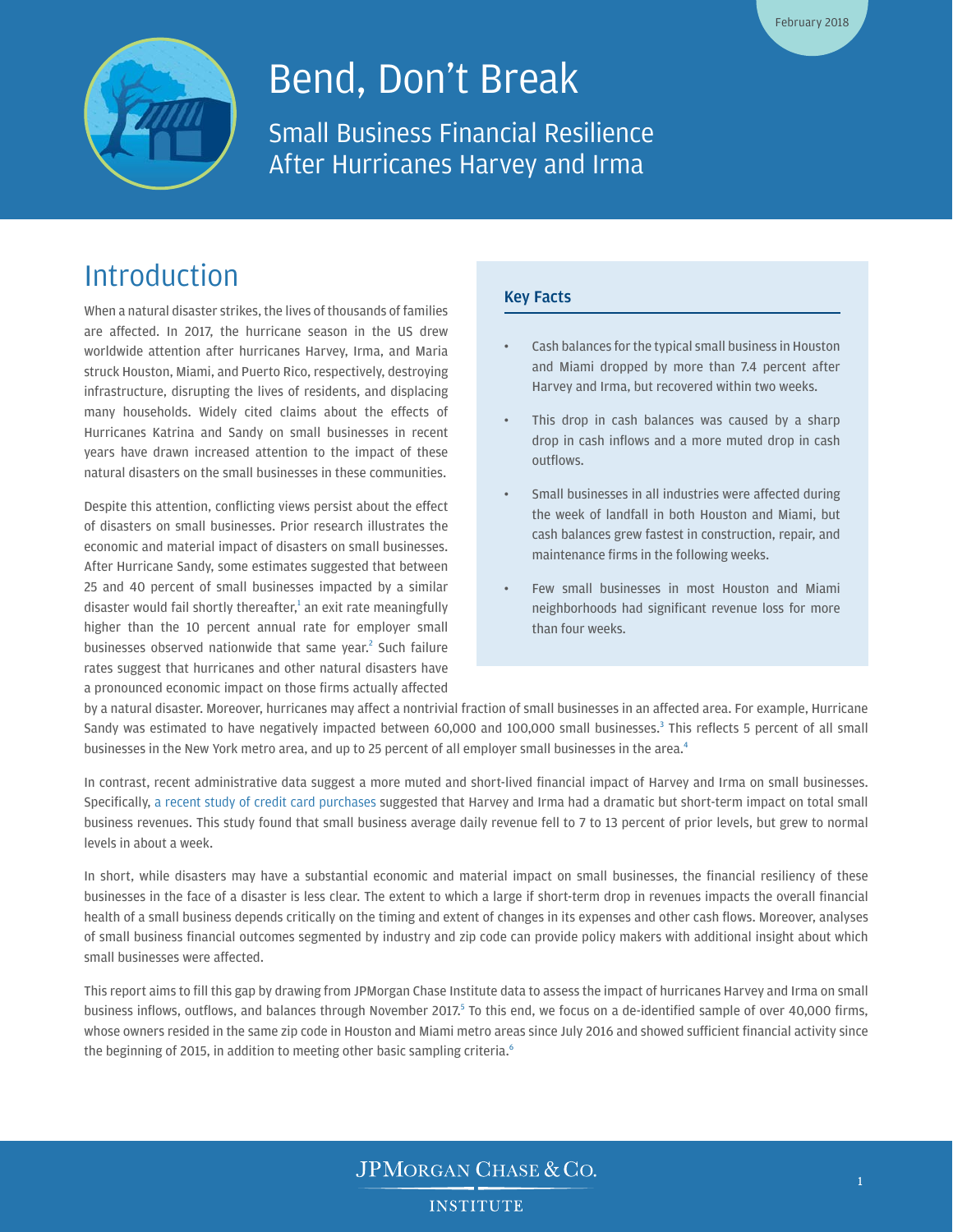February 2018

# Bend, Don't Break

## Small Business Financial Resilience After Hurricanes Harvey and Irma

## Introduction

When a natural disaster strikes, the lives of thousands of families are affected. In 2017, the hurricane season in the US drew worldwide attention after hurricanes Harvey, Irma, and Maria struck Houston, Miami, and Puerto Rico, respectively, destroying infrastructure, disrupting the lives of residents, and displacing many households. Widely cited claims about the effects of Hurricanes Katrina and Sandy on small businesses in recent years have drawn increased attention to the impact of these natural disasters on the small businesses in these communities.

Despite this attention, conflicting views persist about the effect of disasters on small businesses. Prior research illustrates the economic and material impact of disasters on small businesses. After Hurricane Sandy, some estimates suggested that between 25 and 40 percent of small businesses impacted by a similar disaster would fail shortly thereafter,[1] an exit rate meaningfully higher than the 10 percent annual rate for employer small businesses observed nationwide that same year.[2] Such failure rates suggest that hurricanes and other natural disasters have a pronounced economic impact on those firms actually affected by a natural disaster. Moreover, hurricanes may affect a nontrivial fraction of small businesses in an affected area. For example, Hurricane Sandy was estimated to have negatively impacted between 60,000 and 100,000 small businesses.[3] This reflects 5 percent of all small businesses in the New York metro area, and up to 25 percent of all employer small businesses in the area.[4]

### Key Facts

- Cash balances for the typical small business in Houston and Miami dropped by more than 7.4 percent after Harvey and Irma, but recovered within two weeks.
- This drop in cash balances was caused by a sharp drop in cash inflows and a more muted drop in cash outflows.
- Small businesses in all industries were affected during the week of landfall in both Houston and Miami, but cash balances grew fastest in construction, repair, and maintenance firms in the following weeks.
- Few small businesses in most Houston and Miami neighborhoods had significant revenue loss for more than four weeks.

In contrast, recent administrative data suggest a more muted and short-lived financial impact of Harvey and Irma on small businesses. Specifically, a recent study of credit card purchases suggested that Harvey and Irma had a dramatic but short-term impact on total small business revenues. This study found that small business average daily revenue fell to 7 to 13 percent of prior levels, but grew to normal levels in about a week.

In short, while disasters may have a substantial economic and material impact on small businesses, the financial resiliency of these businesses in the face of a disaster is less clear. The extent to which a large if short-term drop in revenues impacts the overall financial health of a small business depends critically on the timing and extent of changes in its expenses and other cash flows. Moreover, analyses of small business financial outcomes segmented by industry and zip code can provide policy makers with additional insight about which small businesses were affected.

This report aims to fill this gap by drawing from JPMorgan Chase Institute data to assess the impact of hurricanes Harvey and Irma on small business inflows, outflows, and balances through November 2017.[5] To this end, we focus on a de-identified sample of over 40,000 firms, whose owners resided in the same zip code in Houston and Miami metro areas since July 2016 and showed sufficient financial activity since the beginning of 2015, in addition to meeting other basic sampling criteria.[6]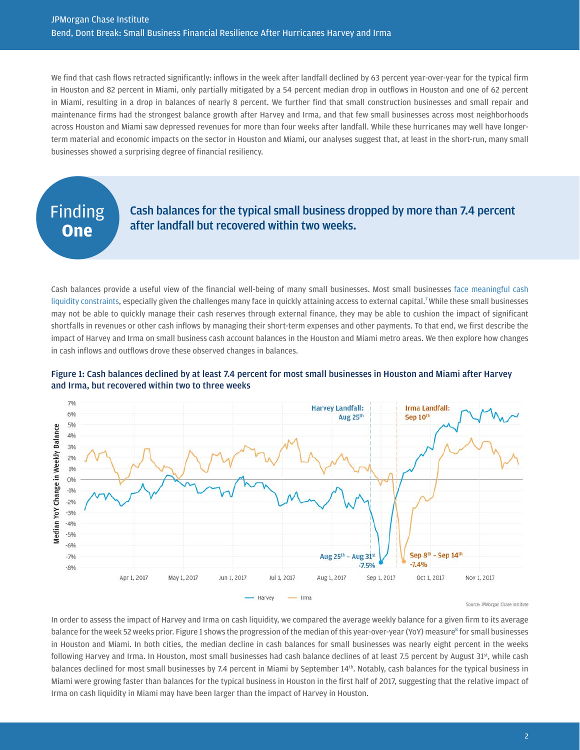We find that cash flows retracted significantly: inflows in the week after landfall declined by 63 percent year-over-year for the typical firm in Houston and 82 percent in Miami, only partially mitigated by a 54 percent median drop in outflows in Houston and one of 62 percent in Miami, resulting in a drop in balances of nearly 8 percent. We further find that small construction businesses and small repair and maintenance firms had the strongest balance growth after Harvey and Irma, and that few small businesses across most neighborhoods across Houston and Miami saw depressed revenues for more than four weeks after landfall. While these hurricanes may well have longer-term material and economic impacts on the sector in Houston and Miami, our analyses suggest that, at least in the short-run, many small businesses showed a surprising degree of financial resiliency.

## Finding One

**Cash balances for the typical small business dropped by more than 7.4 percent after landfall but recovered within two weeks.**

Cash balances provide a useful view of the financial well-being of many small businesses. Most small businesses face meaningful cash liquidity constraints, especially given the challenges many face in quickly attaining access to external capital.[7] While these small businesses may not be able to quickly manage their cash reserves through external finance, they may be able to cushion the impact of significant shortfalls in revenues or other cash inflows by managing their short-term expenses and other payments. To that end, we first describe the impact of Harvey and Irma on small business cash account balances in the Houston and Miami metro areas. We then explore how changes in cash inflows and outflows drove these observed changes in balances.

**Figure 1: Cash balances declined by at least 7.4 percent for most small businesses in Houston and Miami after Harvey and Irma, but recovered within two to three weeks**

Median YoY Change in Weekly Balance

7%
6%
5%
4%
3%
2%
1%
0%
-1%
-2%
-3%
-4%
-5%
-6%
-7%
-8%

Apr 1, 2017
May 1, 2017
Jun 1, 2017
Jul 1, 2017
Aug 1, 2017
Sep 1, 2017
Oct 1, 2017
Nov 1, 2017

Harvey Landfall: Aug 25th

Irma Landfall: Sep 10th

Aug 25th – Aug 31st
-7.5%

Sep 8th – Sep 14th
-7.4%

Harvey
Irma

Source: JPMorgan Chase Institute

In order to assess the impact of Harvey and Irma on cash liquidity, we compared the average weekly balance for a given firm to its average balance for the week 52 weeks prior. Figure 1 shows the progression of the median of this year-over-year (YoY) measure[8] for small businesses in Houston and Miami. In both cities, the median decline in cash balances for small businesses was nearly eight percent in the weeks following Harvey and Irma. In Houston, most small businesses had cash balance declines of at least 7.5 percent by August 31st, while cash balances declined for most small businesses by 7.4 percent in Miami by September 14th. Notably, cash balances for the typical business in Miami were growing faster than balances for the typical business in Houston in the first half of 2017, suggesting that the relative impact of Irma on cash liquidity in Miami may have been larger than the impact of Harvey in Houston.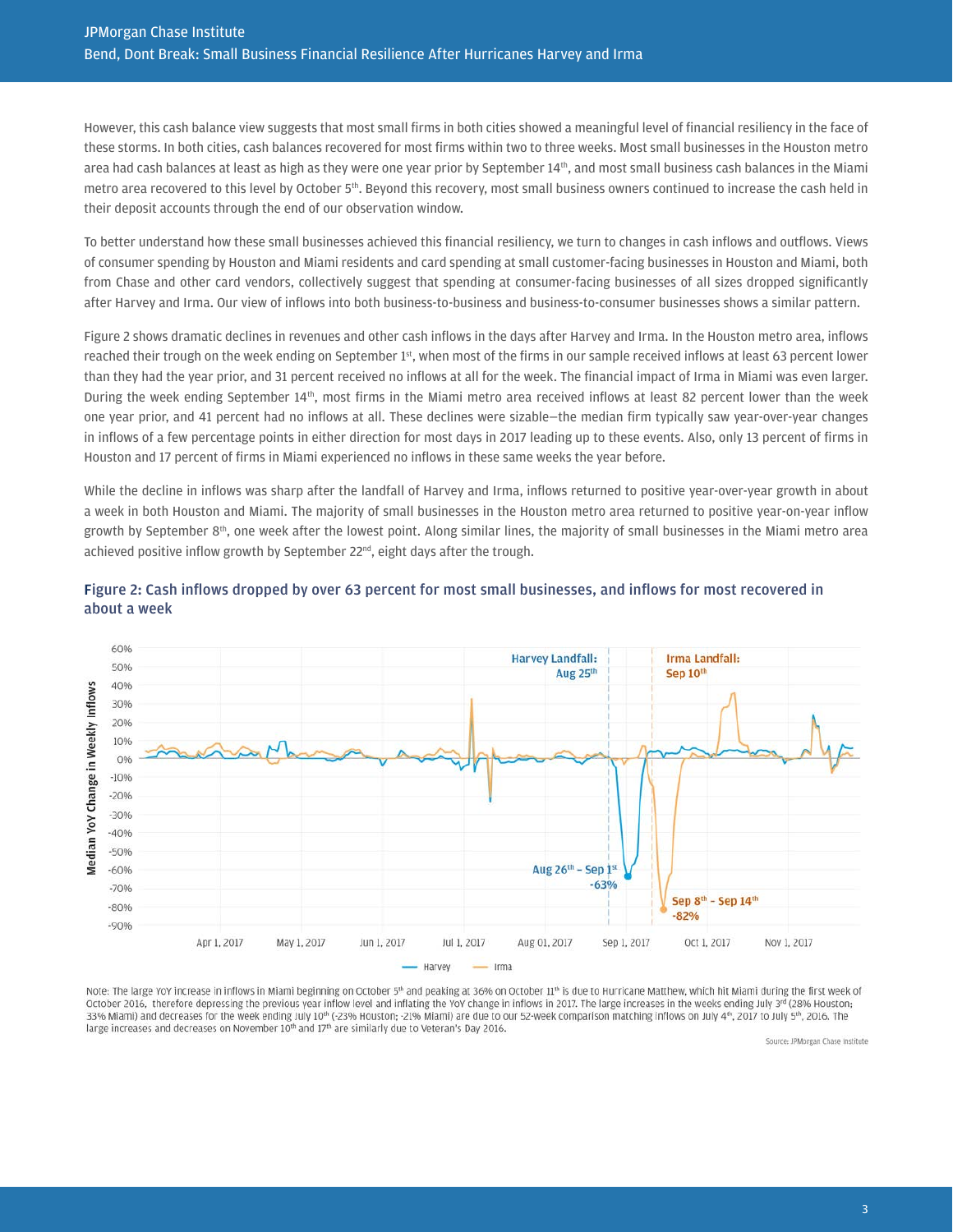However, this cash balance view suggests that most small firms in both cities showed a meaningful level of financial resiliency in the face of these storms. In both cities, cash balances recovered for most firms within two to three weeks. Most small businesses in the Houston metro area had cash balances at least as high as they were one year prior by September 14th, and most small business cash balances in the Miami metro area recovered to this level by October 5th. Beyond this recovery, most small business owners continued to increase the cash held in their deposit accounts through the end of our observation window.

To better understand how these small businesses achieved this financial resiliency, we turn to changes in cash inflows and outflows. Views of consumer spending by Houston and Miami residents and card spending at small customer-facing businesses in Houston and Miami, both from Chase and other card vendors, collectively suggest that spending at consumer-facing businesses of all sizes dropped significantly after Harvey and Irma. Our view of inflows into both business-to-business and business-to-consumer businesses shows a similar pattern.

Figure 2 shows dramatic declines in revenues and other cash inflows in the days after Harvey and Irma. In the Houston metro area, inflows reached their trough on the week ending on September 1st, when most of the firms in our sample received inflows at least 63 percent lower than they had the year prior, and 31 percent received no inflows at all for the week. The financial impact of Irma in Miami was even larger. During the week ending September 14th, most firms in the Miami metro area received inflows at least 82 percent lower than the week one year prior, and 41 percent had no inflows at all. These declines were sizable—the median firm typically saw year-over-year changes in inflows of a few percentage points in either direction for most days in 2017 leading up to these events. Also, only 13 percent of firms in Houston and 17 percent of firms in Miami experienced no inflows in these same weeks the year before.

While the decline in inflows was sharp after the landfall of Harvey and Irma, inflows returned to positive year-over-year growth in about a week in both Houston and Miami. The majority of small businesses in the Houston metro area returned to positive year-on-year inflow growth by September 8th, one week after the lowest point. Along similar lines, the majority of small businesses in the Miami metro area achieved positive inflow growth by September 22nd, eight days after the trough.

### Figure 2: Cash inflows dropped by over 63 percent for most small businesses, and inflows for most recovered in about a week

Median YoY Change in Weekly Inflows

60%
50%
40%
30%
20%
10%
0%
-10%
-20%
-30%
-40%
-50%
-60%
-70%
-80%
-90%

Apr 1, 2017
May 1, 2017
Jun 1, 2017
Jul 1, 2017
Aug 01, 2017
Sep 1, 2017
Oct 1, 2017
Nov 1, 2017

Harvey Landfall: Aug 25th

Irma Landfall: Sep 10th

Aug 26th – Sep 1st -63%

Sep 8th – Sep 14th -82%

Harvey
Irma

Note: The large YoY increase in inflows in Miami beginning on October 5th and peaking at 36% on October 11th is due to Hurricane Matthew, which hit Miami during the first week of October 2016, therefore depressing the previous year inflow level and inflating the YoY change in inflows in 2017. The large increases in the weeks ending July 3rd (28% Houston; 33% Miami) and decreases for the week ending July 10th (-23% Houston; -21% Miami) are due to our 52-week comparison matching inflows on July 4th, 2017 to July 5th, 2016. The large increases and decreases on November 10th and 17th are similarly due to Veteran's Day 2016.

Source: JPMorgan Chase Institute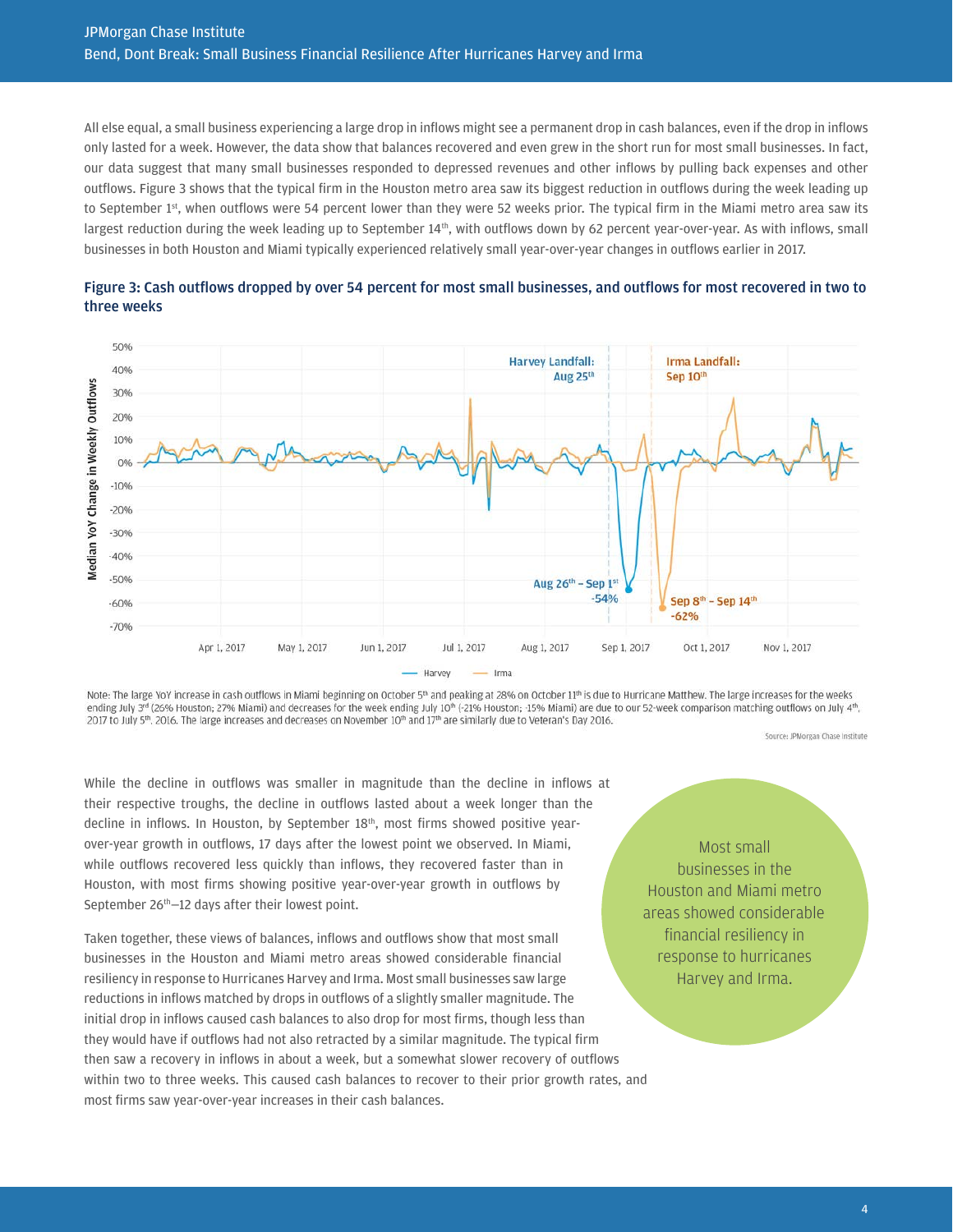All else equal, a small business experiencing a large drop in inflows might see a permanent drop in cash balances, even if the drop in inflows only lasted for a week. However, the data show that balances recovered and even grew in the short run for most small businesses. In fact, our data suggest that many small businesses responded to depressed revenues and other inflows by pulling back expenses and other outflows. Figure 3 shows that the typical firm in the Houston metro area saw its biggest reduction in outflows during the week leading up to September 1st, when outflows were 54 percent lower than they were 52 weeks prior. The typical firm in the Miami metro area saw its largest reduction during the week leading up to September 14th, with outflows down by 62 percent year-over-year. As with inflows, small businesses in both Houston and Miami typically experienced relatively small year-over-year changes in outflows earlier in 2017.

**Figure 3: Cash outflows dropped by over 54 percent for most small businesses, and outflows for most recovered in two to three weeks**

Note: The large YoY increase in cash outflows in Miami beginning on October 5th and peaking at 28% on October 11th is due to Hurricane Matthew. The large increases for the weeks ending July 3rd (26% Houston; 27% Miami) and decreases for the week ending July 10th (-21% Houston; -15% Miami) are due to our 52-week comparison matching outflows on July 4th, 2017 to July 5th, 2016. The large increases and decreases on November 10th and 17th are similarly due to Veteran's Day 2016.

Source: JPMorgan Chase Institute

While the decline in outflows was smaller in magnitude than the decline in inflows at their respective troughs, the decline in outflows lasted about a week longer than the decline in inflows. In Houston, by September 18th, most firms showed positive year-over-year growth in outflows, 17 days after the lowest point we observed. In Miami, while outflows recovered less quickly than inflows, they recovered faster than in Houston, with most firms showing positive year-over-year growth in outflows by September 26th—12 days after their lowest point.

Taken together, these views of balances, inflows and outflows show that most small businesses in the Houston and Miami metro areas showed considerable financial resiliency in response to Hurricanes Harvey and Irma. Most small businesses saw large reductions in inflows matched by drops in outflows of a slightly smaller magnitude. The initial drop in inflows caused cash balances to also drop for most firms, though less than they would have if outflows had not also retracted by a similar magnitude. The typical firm then saw a recovery in inflows in about a week, but a somewhat slower recovery of outflows within two to three weeks. This caused cash balances to recover to their prior growth rates, and most firms saw year-over-year increases in their cash balances.

> Most small businesses in the Houston and Miami metro areas showed considerable financial resiliency in response to hurricanes Harvey and Irma.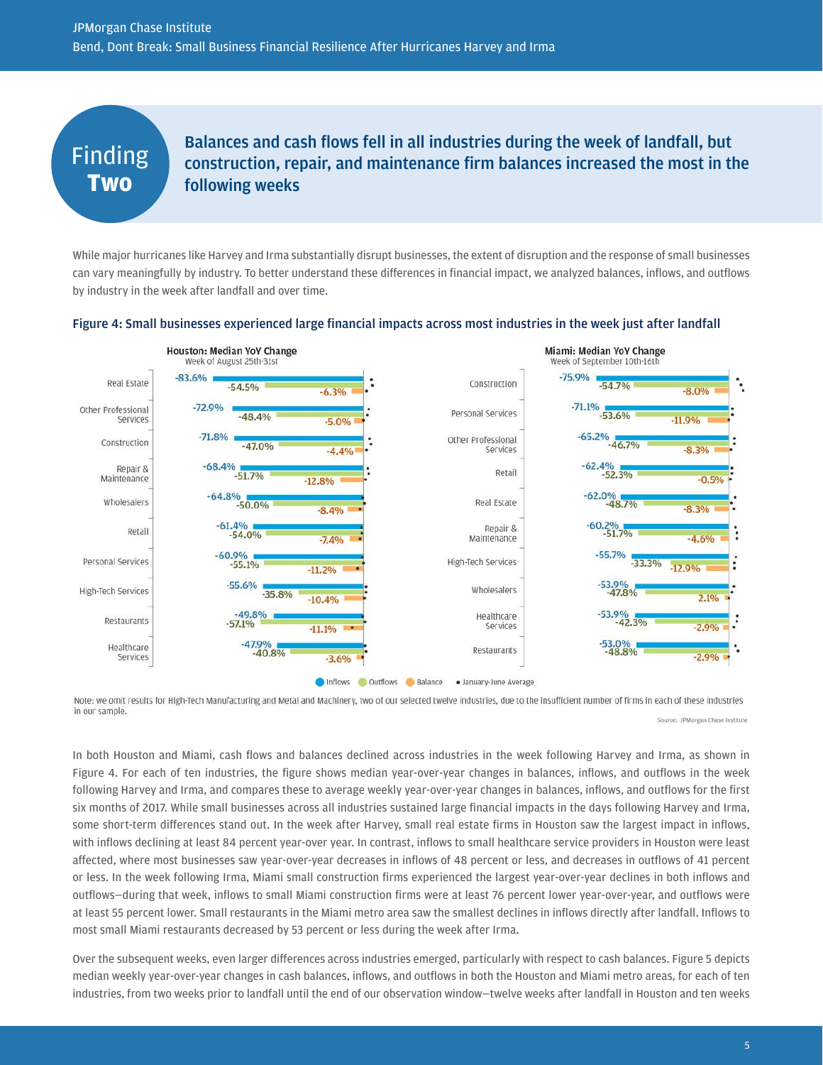# Finding Two

## Balances and cash flows fell in all industries during the week of landfall, but construction, repair, and maintenance firm balances increased the most in the following weeks

While major hurricanes like Harvey and Irma substantially disrupt businesses, the extent of disruption and the response of small businesses can vary meaningfully by industry. To better understand these differences in financial impact, we analyzed balances, inflows, and outflows by industry in the week after landfall and over time.

**Figure 4: Small businesses experienced large financial impacts across most industries in the week just after landfall**

**Houston: Median YoY Change**
Week of August 25th-31st

| Industry | Inflows | Outflows | Balance |
|---|---|---|---|
| Real Estate | -83.6% | -54.5% | -6.3% |
| Other Professional Services | -72.9% | -48.4% | -5.0% |
| Construction | -71.8% | -47.0% | -4.4% |
| Repair & Maintenance | -68.4% | -51.7% | -12.8% |
| Wholesalers | -64.8% | -50.0% | -8.4% |
| Retail | -61.4% | -54.0% | -7.4% |
| Personal Services | -60.9% | -55.1% | -11.2% |
| High-Tech Services | -55.6% | -35.8% | -10.4% |
| Restaurants | -49.8% | -57.1% | -11.1% |
| Healthcare Services | -47.9% | -40.8% | -3.6% |

**Miami: Median YoY Change**
Week of September 10th-16th

| Industry | Inflows | Outflows | Balance |
|---|---|---|---|
| Construction | -75.9% | -54.7% | -8.0% |
| Personal Services | -71.1% | -53.6% | -11.9% |
| Other Professional Services | -65.2% | -46.7% | -8.3% |
| Retail | -62.4% | -52.3% | -0.5% |
| Real Estate | -62.0% | -48.7% | -8.3% |
| Repair & Maintenance | -60.2% | -51.7% | -4.6% |
| High-Tech Services | -55.7% | -33.3% | -12.9% |
| Wholesalers | -53.9% | -47.8% | 2.1% |
| Healthcare Services | -53.9% | -42.3% | -2.9% |
| Restaurants | -53.0% | -48.8% | -2.9% |

Inflows · Outflows · Balance · January-June Average

Note: we omit results for High-Tech Manufacturing and Metal and Machinery, two of our selected twelve industries, due to the insufficient number of firms in each of these industries in our sample.

Source: JPMorgan Chase Institute

In both Houston and Miami, cash flows and balances declined across industries in the week following Harvey and Irma, as shown in Figure 4. For each of ten industries, the figure shows median year-over-year changes in balances, inflows, and outflows in the week following Harvey and Irma, and compares these to average weekly year-over-year changes in balances, inflows, and outflows for the first six months of 2017. While small businesses across all industries sustained large financial impacts in the days following Harvey and Irma, some short-term differences stand out. In the week after Harvey, small real estate firms in Houston saw the largest impact in inflows, with inflows declining at least 84 percent year-over year. In contrast, inflows to small healthcare service providers in Houston were least affected, where most businesses saw year-over-year decreases in inflows of 48 percent or less, and decreases in outflows of 41 percent or less. In the week following Irma, Miami small construction firms experienced the largest year-over-year declines in both inflows and outflows—during that week, inflows to small Miami construction firms were at least 76 percent lower year-over-year, and outflows were at least 55 percent lower. Small restaurants in the Miami metro area saw the smallest declines in inflows directly after landfall. Inflows to most small Miami restaurants decreased by 53 percent or less during the week after Irma.

Over the subsequent weeks, even larger differences across industries emerged, particularly with respect to cash balances. Figure 5 depicts median weekly year-over-year changes in cash balances, inflows, and outflows in both the Houston and Miami metro areas, for each of ten industries, from two weeks prior to landfall until the end of our observation window—twelve weeks after landfall in Houston and ten weeks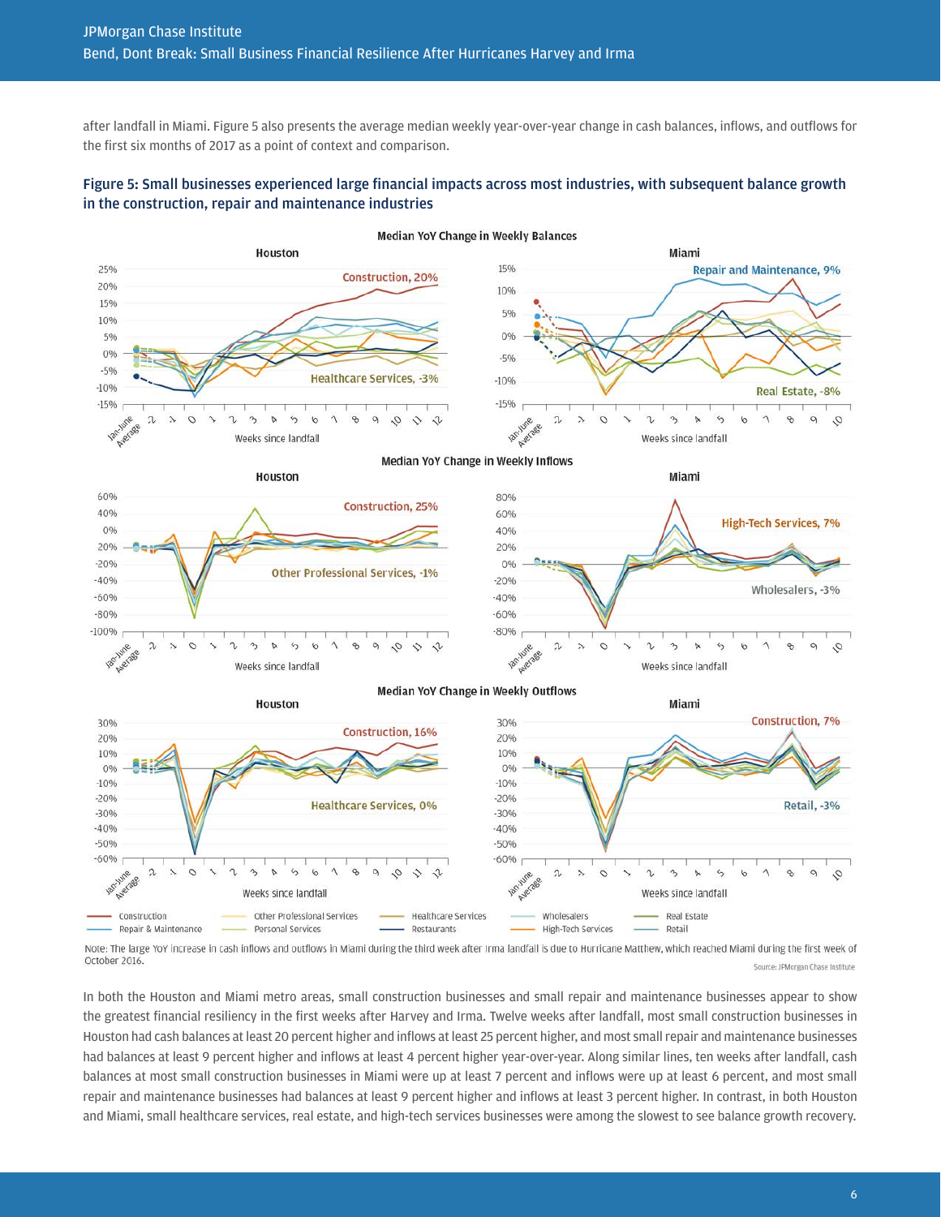after landfall in Miami. Figure 5 also presents the average median weekly year-over-year change in cash balances, inflows, and outflows for the first six months of 2017 as a point of context and comparison.

### Figure 5: Small businesses experienced large financial impacts across most industries, with subsequent balance growth in the construction, repair and maintenance industries

Note: The large YoY increase in cash inflows and outflows in Miami during the third week after Irma landfall is due to Hurricane Matthew, which reached Miami during the first week of October 2016.

Source: JPMorgan Chase Institute

In both the Houston and Miami metro areas, small construction businesses and small repair and maintenance businesses appear to show the greatest financial resiliency in the first weeks after Harvey and Irma. Twelve weeks after landfall, most small construction businesses in Houston had cash balances at least 20 percent higher and inflows at least 25 percent higher, and most small repair and maintenance businesses had balances at least 9 percent higher and inflows at least 4 percent higher year-over-year. Along similar lines, ten weeks after landfall, cash balances at most small construction businesses in Miami were up at least 7 percent and inflows were up at least 6 percent, and most small repair and maintenance businesses had balances at least 9 percent higher and inflows at least 3 percent higher. In contrast, in both Houston and Miami, small healthcare services, real estate, and high-tech services businesses were among the slowest to see balance growth recovery.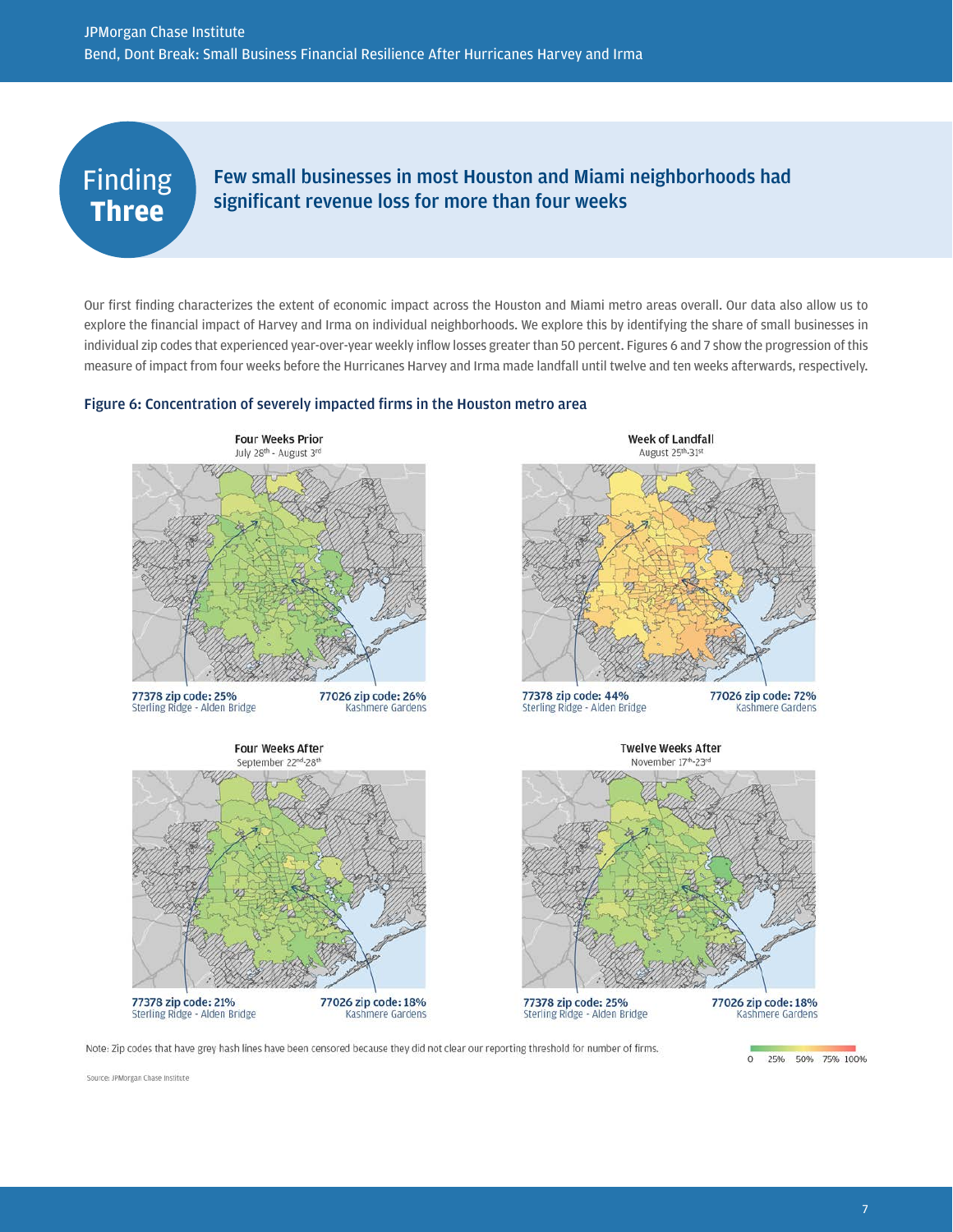## Finding Three

### Few small businesses in most Houston and Miami neighborhoods had significant revenue loss for more than four weeks

Our first finding characterizes the extent of economic impact across the Houston and Miami metro areas overall. Our data also allow us to explore the financial impact of Harvey and Irma on individual neighborhoods. We explore this by identifying the share of small businesses in individual zip codes that experienced year-over-year weekly inflow losses greater than 50 percent. Figures 6 and 7 show the progression of this measure of impact from four weeks before the Hurricanes Harvey and Irma made landfall until twelve and ten weeks afterwards, respectively.

**Figure 6: Concentration of severely impacted firms in the Houston metro area**

**Four Weeks Prior**
July 28th - August 3rd

77378 zip code: 25%
Sterling Ridge - Alden Bridge

77026 zip code: 26%
Kashmere Gardens

**Week of Landfall**
August 25th-31st

77378 zip code: 44%
Sterling Ridge - Alden Bridge

77026 zip code: 72%
Kashmere Gardens

**Four Weeks After**
September 22nd-28th

77378 zip code: 21%
Sterling Ridge - Alden Bridge

77026 zip code: 18%
Kashmere Gardens

**Twelve Weeks After**
November 17th-23rd

77378 zip code: 25%
Sterling Ridge - Alden Bridge

77026 zip code: 18%
Kashmere Gardens

Note: Zip codes that have grey hash lines have been censored because they did not clear our reporting threshold for number of firms.

0 25% 50% 75% 100%

Source: JPMorgan Chase Institute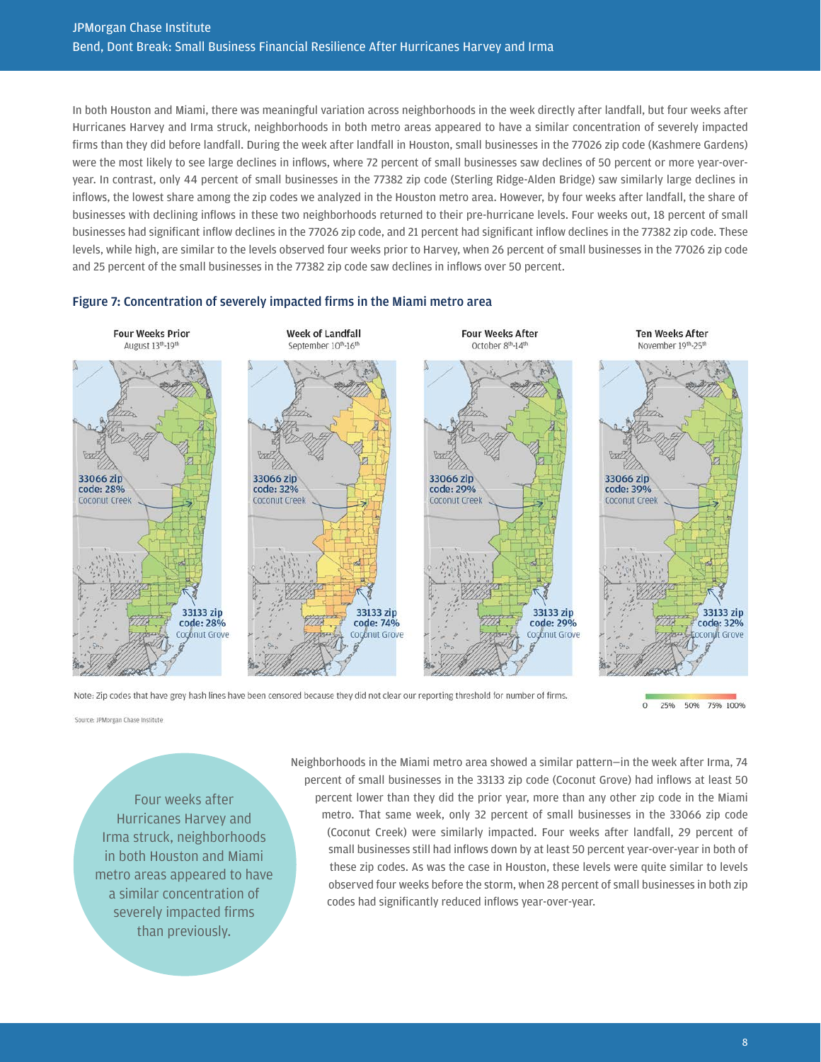In both Houston and Miami, there was meaningful variation across neighborhoods in the week directly after landfall, but four weeks after Hurricanes Harvey and Irma struck, neighborhoods in both metro areas appeared to have a similar concentration of severely impacted firms than they did before landfall. During the week after landfall in Houston, small businesses in the 77026 zip code (Kashmere Gardens) were the most likely to see large declines in inflows, where 72 percent of small businesses saw declines of 50 percent or more year-over-year. In contrast, only 44 percent of small businesses in the 77382 zip code (Sterling Ridge-Alden Bridge) saw similarly large declines in inflows, the lowest share among the zip codes we analyzed in the Houston metro area. However, by four weeks after landfall, the share of businesses with declining inflows in these two neighborhoods returned to their pre-hurricane levels. Four weeks out, 18 percent of small businesses had significant inflow declines in the 77026 zip code, and 21 percent had significant inflow declines in the 77382 zip code. These levels, while high, are similar to the levels observed four weeks prior to Harvey, when 26 percent of small businesses in the 77026 zip code and 25 percent of the small businesses in the 77382 zip code saw declines in inflows over 50 percent.

### Figure 7: Concentration of severely impacted firms in the Miami metro area

| | Four Weeks Prior (August 13th-19th) | Week of Landfall (September 10th-16th) | Four Weeks After (October 8th-14th) | Ten Weeks After (November 19th-25th) |
|---|---|---|---|---|
| 33066 zip code: Coconut Creek | 28% | 32% | 29% | 39% |
| 33133 zip code: Coconut Grove | 28% | 74% | 29% | 32% |

Note: Zip codes that have grey hash lines have been censored because they did not clear our reporting threshold for number of firms.

Scale: 0, 25%, 50%, 75%, 100%

Source: JPMorgan Chase Institute

> Four weeks after Hurricanes Harvey and Irma struck, neighborhoods in both Houston and Miami metro areas appeared to have a similar concentration of severely impacted firms than previously.

Neighborhoods in the Miami metro area showed a similar pattern—in the week after Irma, 74 percent of small businesses in the 33133 zip code (Coconut Grove) had inflows at least 50 percent lower than they did the prior year, more than any other zip code in the Miami metro. That same week, only 32 percent of small businesses in the 33066 zip code (Coconut Creek) were similarly impacted. Four weeks after landfall, 29 percent of small businesses still had inflows down by at least 50 percent year-over-year in both of these zip codes. As was the case in Houston, these levels were quite similar to levels observed four weeks before the storm, when 28 percent of small businesses in both zip codes had significantly reduced inflows year-over-year.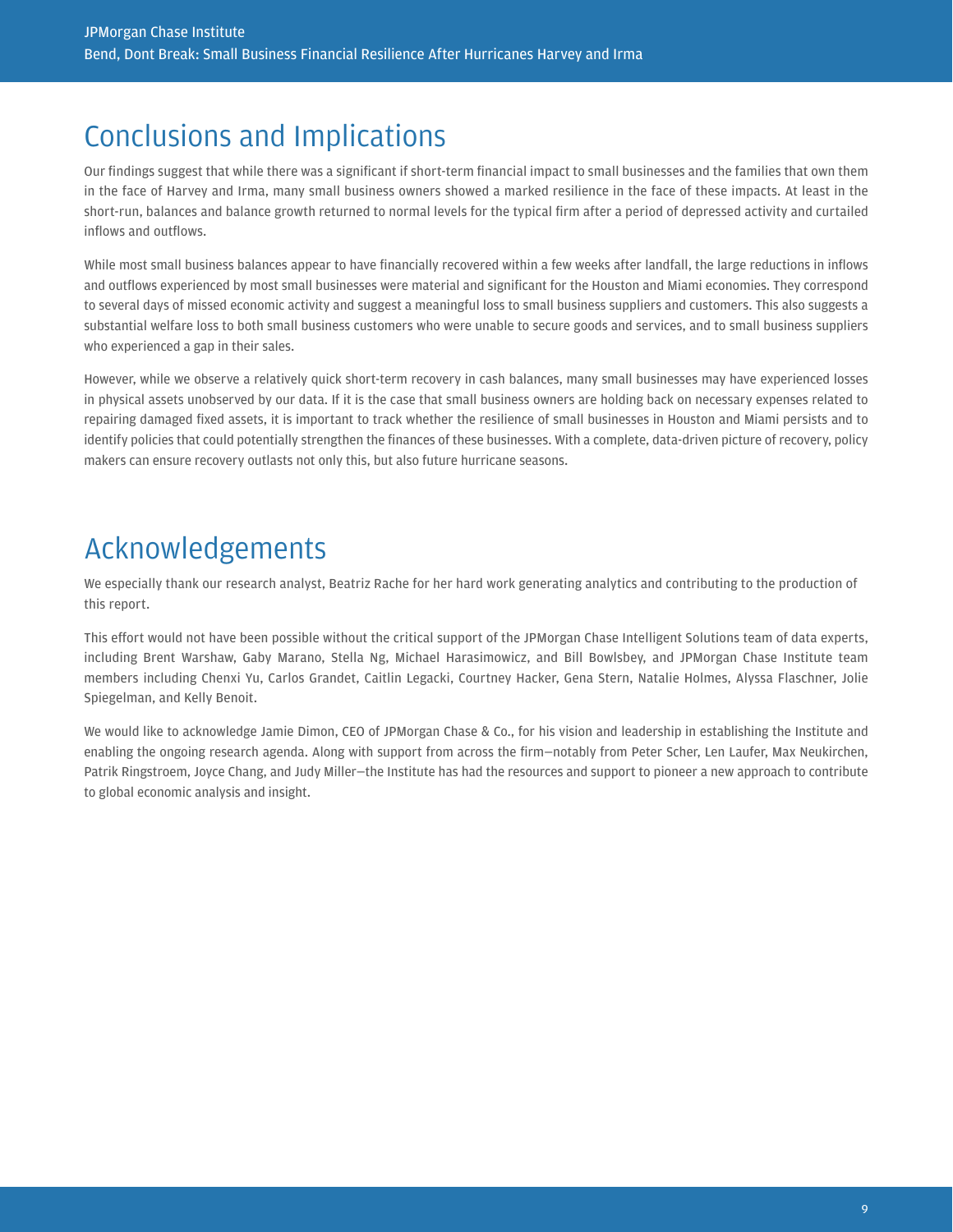# Conclusions and Implications

Our findings suggest that while there was a significant if short-term financial impact to small businesses and the families that own them in the face of Harvey and Irma, many small business owners showed a marked resilience in the face of these impacts. At least in the short-run, balances and balance growth returned to normal levels for the typical firm after a period of depressed activity and curtailed inflows and outflows.

While most small business balances appear to have financially recovered within a few weeks after landfall, the large reductions in inflows and outflows experienced by most small businesses were material and significant for the Houston and Miami economies. They correspond to several days of missed economic activity and suggest a meaningful loss to small business suppliers and customers. This also suggests a substantial welfare loss to both small business customers who were unable to secure goods and services, and to small business suppliers who experienced a gap in their sales.

However, while we observe a relatively quick short-term recovery in cash balances, many small businesses may have experienced losses in physical assets unobserved by our data. If it is the case that small business owners are holding back on necessary expenses related to repairing damaged fixed assets, it is important to track whether the resilience of small businesses in Houston and Miami persists and to identify policies that could potentially strengthen the finances of these businesses. With a complete, data-driven picture of recovery, policy makers can ensure recovery outlasts not only this, but also future hurricane seasons.

# Acknowledgements

We especially thank our research analyst, Beatriz Rache for her hard work generating analytics and contributing to the production of this report.

This effort would not have been possible without the critical support of the JPMorgan Chase Intelligent Solutions team of data experts, including Brent Warshaw, Gaby Marano, Stella Ng, Michael Harasimowicz, and Bill Bowlsbey, and JPMorgan Chase Institute team members including Chenxi Yu, Carlos Grandet, Caitlin Legacki, Courtney Hacker, Gena Stern, Natalie Holmes, Alyssa Flaschner, Jolie Spiegelman, and Kelly Benoit.

We would like to acknowledge Jamie Dimon, CEO of JPMorgan Chase & Co., for his vision and leadership in establishing the Institute and enabling the ongoing research agenda. Along with support from across the firm—notably from Peter Scher, Len Laufer, Max Neukirchen, Patrik Ringstroem, Joyce Chang, and Judy Miller—the Institute has had the resources and support to pioneer a new approach to contribute to global economic analysis and insight.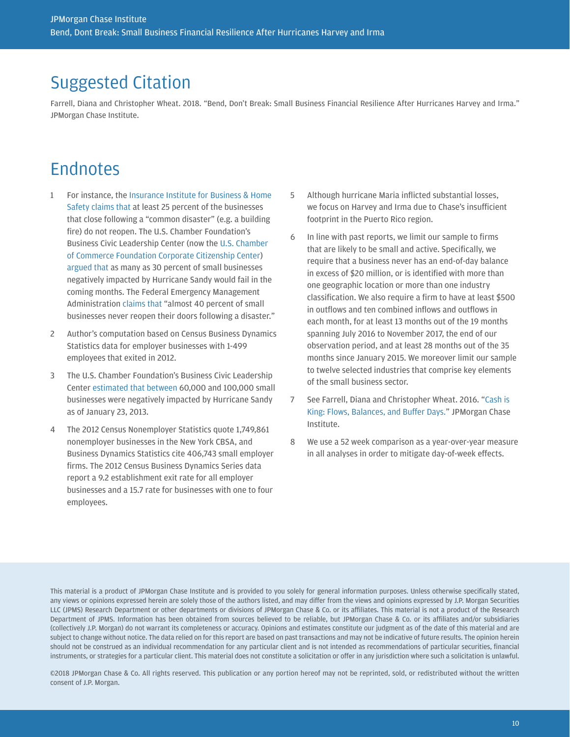## Suggested Citation

Farrell, Diana and Christopher Wheat. 2018. "Bend, Don't Break: Small Business Financial Resilience After Hurricanes Harvey and Irma." JPMorgan Chase Institute.

## Endnotes

1. For instance, the Insurance Institute for Business & Home Safety claims that at least 25 percent of the businesses that close following a "common disaster" (e.g. a building fire) do not reopen. The U.S. Chamber Foundation's Business Civic Leadership Center (now the U.S. Chamber of Commerce Foundation Corporate Citizenship Center) argued that as many as 30 percent of small businesses negatively impacted by Hurricane Sandy would fail in the coming months. The Federal Emergency Management Administration claims that "almost 40 percent of small businesses never reopen their doors following a disaster."

2. Author's computation based on Census Business Dynamics Statistics data for employer businesses with 1-499 employees that exited in 2012.

3. The U.S. Chamber Foundation's Business Civic Leadership Center estimated that between 60,000 and 100,000 small businesses were negatively impacted by Hurricane Sandy as of January 23, 2013.

4. The 2012 Census Nonemployer Statistics quote 1,749,861 nonemployer businesses in the New York CBSA, and Business Dynamics Statistics cite 406,743 small employer firms. The 2012 Census Business Dynamics Series data report a 9.2 establishment exit rate for all employer businesses and a 15.7 rate for businesses with one to four employees.

5. Although hurricane Maria inflicted substantial losses, we focus on Harvey and Irma due to Chase's insufficient footprint in the Puerto Rico region.

6. In line with past reports, we limit our sample to firms that are likely to be small and active. Specifically, we require that a business never has an end-of-day balance in excess of $20 million, or is identified with more than one geographic location or more than one industry classification. We also require a firm to have at least $500 in outflows and ten combined inflows and outflows in each month, for at least 13 months out of the 19 months spanning July 2016 to November 2017, the end of our observation period, and at least 28 months out of the 35 months since January 2015. We moreover limit our sample to twelve selected industries that comprise key elements of the small business sector.

7. See Farrell, Diana and Christopher Wheat. 2016. "Cash is King: Flows, Balances, and Buffer Days." JPMorgan Chase Institute.

8. We use a 52 week comparison as a year-over-year measure in all analyses in order to mitigate day-of-week effects.

This material is a product of JPMorgan Chase Institute and is provided to you solely for general information purposes. Unless otherwise specifically stated, any views or opinions expressed herein are solely those of the authors listed, and may differ from the views and opinions expressed by J.P. Morgan Securities LLC (JPMS) Research Department or other departments or divisions of JPMorgan Chase & Co. or its affiliates. This material is not a product of the Research Department of JPMS. Information has been obtained from sources believed to be reliable, but JPMorgan Chase & Co. or its affiliates and/or subsidiaries (collectively J.P. Morgan) do not warrant its completeness or accuracy. Opinions and estimates constitute our judgment as of the date of this material and are subject to change without notice. The data relied on for this report are based on past transactions and may not be indicative of future results. The opinion herein should not be construed as an individual recommendation for any particular client and is not intended as recommendations of particular securities, financial instruments, or strategies for a particular client. This material does not constitute a solicitation or offer in any jurisdiction where such a solicitation is unlawful.

©2018 JPMorgan Chase & Co. All rights reserved. This publication or any portion hereof may not be reprinted, sold, or redistributed without the written consent of J.P. Morgan.